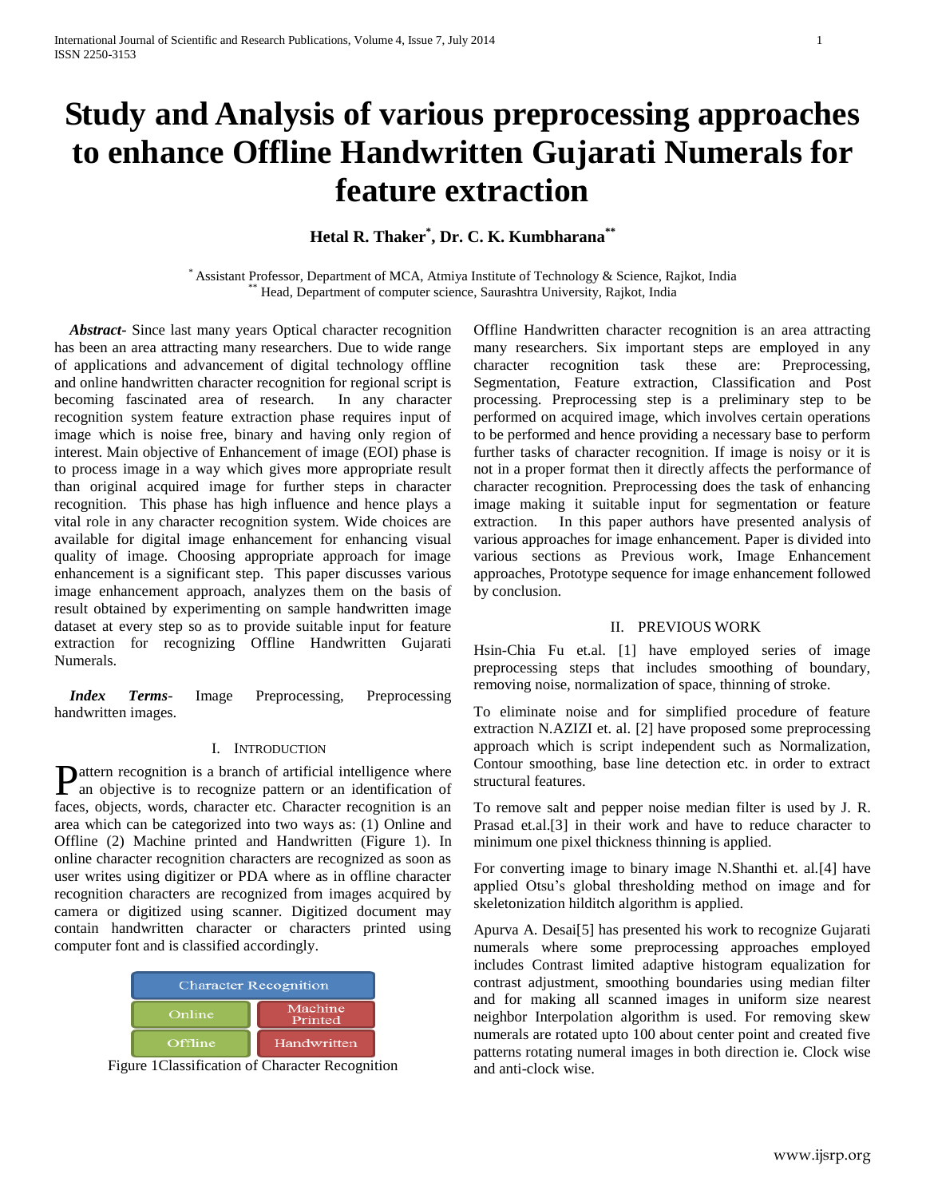# Study and Analysis of various preprocessing approaches to enhance Offline Handwritten Gujarati Numerals for feature extraction

**Hetal R. Thaker[*], Dr. C. K. Kumbharana[**]**

[*] Assistant Professor, Department of MCA, Atmiya Institute of Technology & Science, Rajkot, India
[**] Head, Department of computer science, Saurashtra University, Rajkot, India

***Abstract***- Since last many years Optical character recognition has been an area attracting many researchers. Due to wide range of applications and advancement of digital technology offline and online handwritten character recognition for regional script is becoming fascinated area of research. In any character recognition system feature extraction phase requires input of image which is noise free, binary and having only region of interest. Main objective of Enhancement of image (EOI) phase is to process image in a way which gives more appropriate result than original acquired image for further steps in character recognition. This phase has high influence and hence plays a vital role in any character recognition system. Wide choices are available for digital image enhancement for enhancing visual quality of image. Choosing appropriate approach for image enhancement is a significant step. This paper discusses various image enhancement approach, analyzes them on the basis of result obtained by experimenting on sample handwritten image dataset at every step so as to provide suitable input for feature extraction for recognizing Offline Handwritten Gujarati Numerals.

***Index Terms***- Image Preprocessing, Preprocessing handwritten images.

## I. Introduction

Pattern recognition is a branch of artificial intelligence where an objective is to recognize pattern or an identification of faces, objects, words, character etc. Character recognition is an area which can be categorized into two ways as: (1) Online and Offline (2) Machine printed and Handwritten (Figure 1). In online character recognition characters are recognized as soon as user writes using digitizer or PDA where as in offline character recognition characters are recognized from images acquired by camera or digitized using scanner. Digitized document may contain handwritten character or characters printed using computer font and is classified accordingly.

| Character Recognition | |
|---|---|
| Online | Machine Printed |
| Offline | Handwritten |

Figure 1Classification of Character Recognition

Offline Handwritten character recognition is an area attracting many researchers. Six important steps are employed in any character recognition task these are: Preprocessing, Segmentation, Feature extraction, Classification and Post processing. Preprocessing step is a preliminary step to be performed on acquired image, which involves certain operations to be performed and hence providing a necessary base to perform further tasks of character recognition. If image is noisy or it is not in a proper format then it directly affects the performance of character recognition. Preprocessing does the task of enhancing image making it suitable input for segmentation or feature extraction. In this paper authors have presented analysis of various approaches for image enhancement. Paper is divided into various sections as Previous work, Image Enhancement approaches, Prototype sequence for image enhancement followed by conclusion.

## II. Previous Work

Hsin-Chia Fu et.al. [1] have employed series of image preprocessing steps that includes smoothing of boundary, removing noise, normalization of space, thinning of stroke.

To eliminate noise and for simplified procedure of feature extraction N.AZIZI et. al. [2] have proposed some preprocessing approach which is script independent such as Normalization, Contour smoothing, base line detection etc. in order to extract structural features.

To remove salt and pepper noise median filter is used by J. R. Prasad et.al.[3] in their work and have to reduce character to minimum one pixel thickness thinning is applied.

For converting image to binary image N.Shanthi et. al.[4] have applied Otsu's global thresholding method on image and for skeletonization hilditch algorithm is applied.

Apurva A. Desai[5] has presented his work to recognize Gujarati numerals where some preprocessing approaches employed includes Contrast limited adaptive histogram equalization for contrast adjustment, smoothing boundaries using median filter and for making all scanned images in uniform size nearest neighbor Interpolation algorithm is used. For removing skew numerals are rotated upto 100 about center point and created five patterns rotating numeral images in both direction ie. Clock wise and anti-clock wise.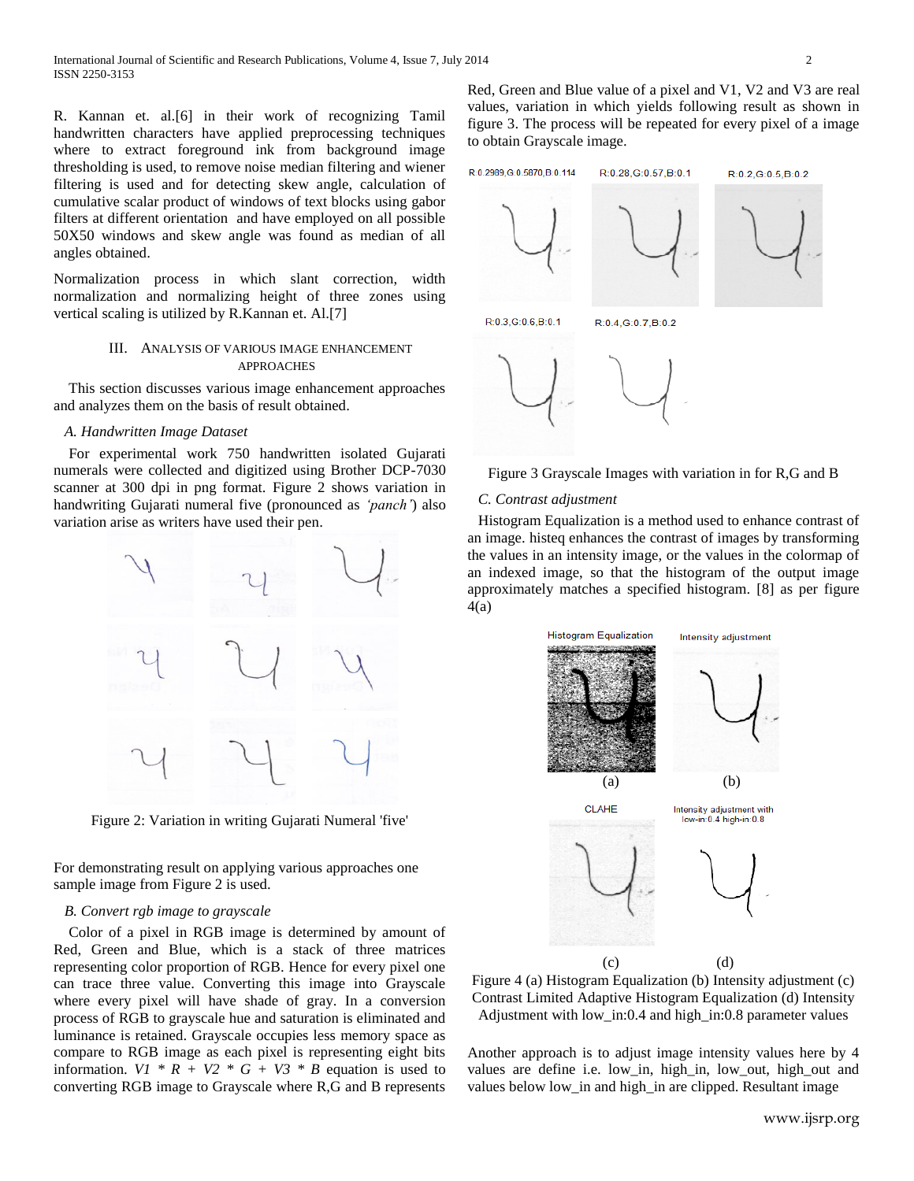R. Kannan et. al.[6] in their work of recognizing Tamil handwritten characters have applied preprocessing techniques where to extract foreground ink from background image thresholding is used, to remove noise median filtering and wiener filtering is used and for detecting skew angle, calculation of cumulative scalar product of windows of text blocks using gabor filters at different orientation and have employed on all possible 50X50 windows and skew angle was found as median of all angles obtained.

Normalization process in which slant correction, width normalization and normalizing height of three zones using vertical scaling is utilized by R.Kannan et. Al.[7]

## III. Analysis of Various Image Enhancement Approaches

This section discusses various image enhancement approaches and analyzes them on the basis of result obtained.

### *A. Handwritten Image Dataset*

For experimental work 750 handwritten isolated Gujarati numerals were collected and digitized using Brother DCP-7030 scanner at 300 dpi in png format. Figure 2 shows variation in handwriting Gujarati numeral five (pronounced as *'panch'*) also variation arise as writers have used their pen.

Figure 2: Variation in writing Gujarati Numeral 'five'

For demonstrating result on applying various approaches one sample image from Figure 2 is used.

### *B. Convert rgb image to grayscale*

Color of a pixel in RGB image is determined by amount of Red, Green and Blue, which is a stack of three matrices representing color proportion of RGB. Hence for every pixel one can trace three value. Converting this image into Grayscale where every pixel will have shade of gray. In a conversion process of RGB to grayscale hue and saturation is eliminated and luminance is retained. Grayscale occupies less memory space as compare to RGB image as each pixel is representing eight bits information. $V1 * R + V2 * G + V3 * B$ equation is used to converting RGB image to Grayscale where R,G and B represents Red, Green and Blue value of a pixel and V1, V2 and V3 are real values, variation in which yields following result as shown in figure 3. The process will be repeated for every pixel of a image to obtain Grayscale image.

Figure 3 Grayscale Images with variation in for R,G and B

### *C. Contrast adjustment*

Histogram Equalization is a method used to enhance contrast of an image. histeq enhances the contrast of images by transforming the values in an intensity image, or the values in the colormap of an indexed image, so that the histogram of the output image approximately matches a specified histogram. [8] as per figure 4(a)

Figure 4 (a) Histogram Equalization (b) Intensity adjustment (c) Contrast Limited Adaptive Histogram Equalization (d) Intensity Adjustment with low_in:0.4 and high_in:0.8 parameter values

Another approach is to adjust image intensity values here by 4 values are define i.e. low_in, high_in, low_out, high_out and values below low_in and high_in are clipped. Resultant image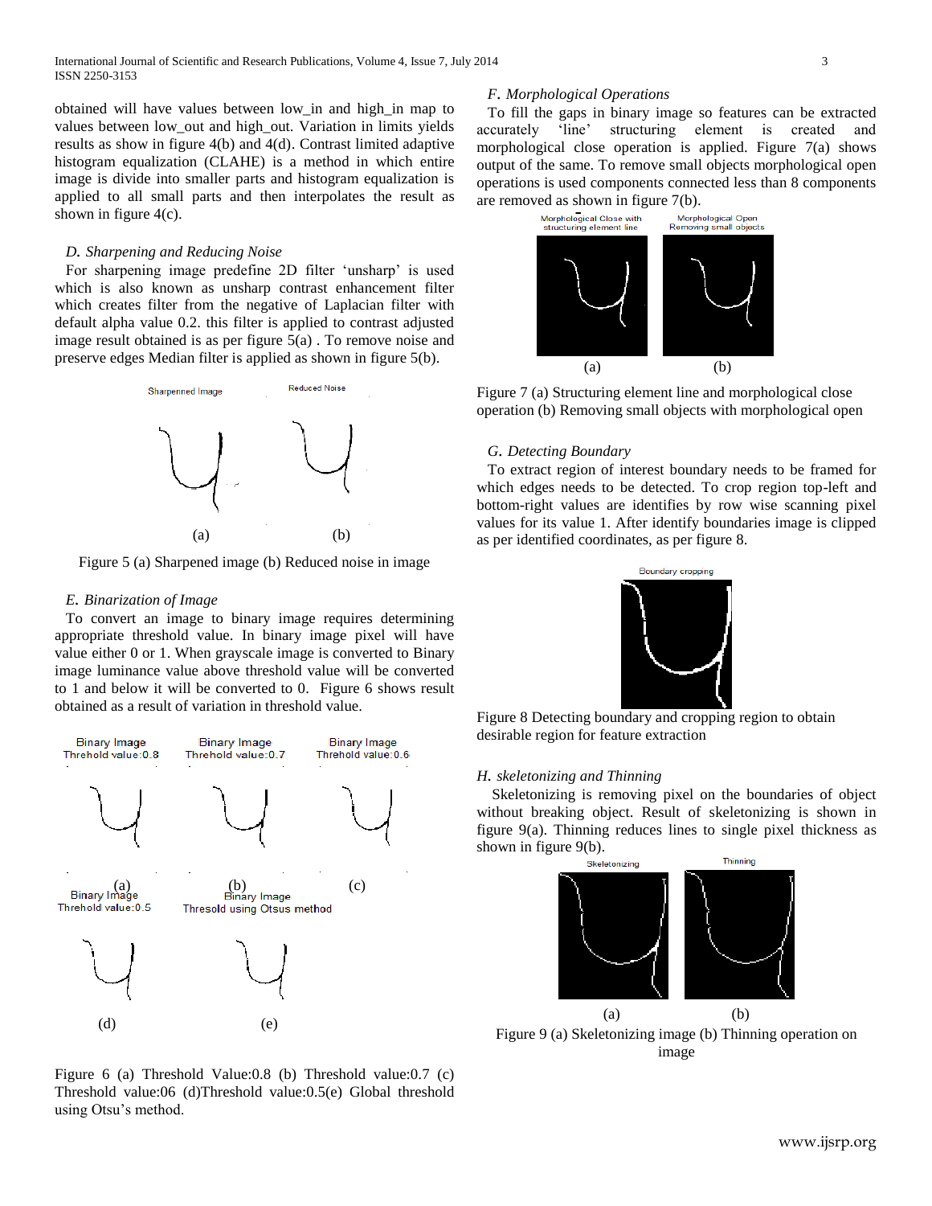obtained will have values between low_in and high_in map to values between low_out and high_out. Variation in limits yields results as show in figure 4(b) and 4(d). Contrast limited adaptive histogram equalization (CLAHE) is a method in which entire image is divide into smaller parts and histogram equalization is applied to all small parts and then interpolates the result as shown in figure 4(c).

### *D. Sharpening and Reducing Noise*

For sharpening image predefine 2D filter 'unsharp' is used which is also known as unsharp contrast enhancement filter which creates filter from the negative of Laplacian filter with default alpha value 0.2. this filter is applied to contrast adjusted image result obtained is as per figure 5(a) . To remove noise and preserve edges Median filter is applied as shown in figure 5(b).

Figure 5 (a) Sharpened image (b) Reduced noise in image

### *E. Binarization of Image*

To convert an image to binary image requires determining appropriate threshold value. In binary image pixel will have value either 0 or 1. When grayscale image is converted to Binary image luminance value above threshold value will be converted to 1 and below it will be converted to 0. Figure 6 shows result obtained as a result of variation in threshold value.

Figure 6 (a) Threshold Value:0.8 (b) Threshold value:0.7 (c) Threshold value:06 (d)Threshold value:0.5(e) Global threshold using Otsu's method.

### *F. Morphological Operations*

To fill the gaps in binary image so features can be extracted accurately 'line' structuring element is created and morphological close operation is applied. Figure 7(a) shows output of the same. To remove small objects morphological open operations is used components connected less than 8 components are removed as shown in figure 7(b).

Figure 7 (a) Structuring element line and morphological close operation (b) Removing small objects with morphological open

### *G. Detecting Boundary*

To extract region of interest boundary needs to be framed for which edges needs to be detected. To crop region top-left and bottom-right values are identifies by row wise scanning pixel values for its value 1. After identify boundaries image is clipped as per identified coordinates, as per figure 8.

Figure 8 Detecting boundary and cropping region to obtain desirable region for feature extraction

### *H. skeletonizing and Thinning*

Skeletonizing is removing pixel on the boundaries of object without breaking object. Result of skeletonizing is shown in figure 9(a). Thinning reduces lines to single pixel thickness as shown in figure 9(b).

Figure 9 (a) Skeletonizing image (b) Thinning operation on image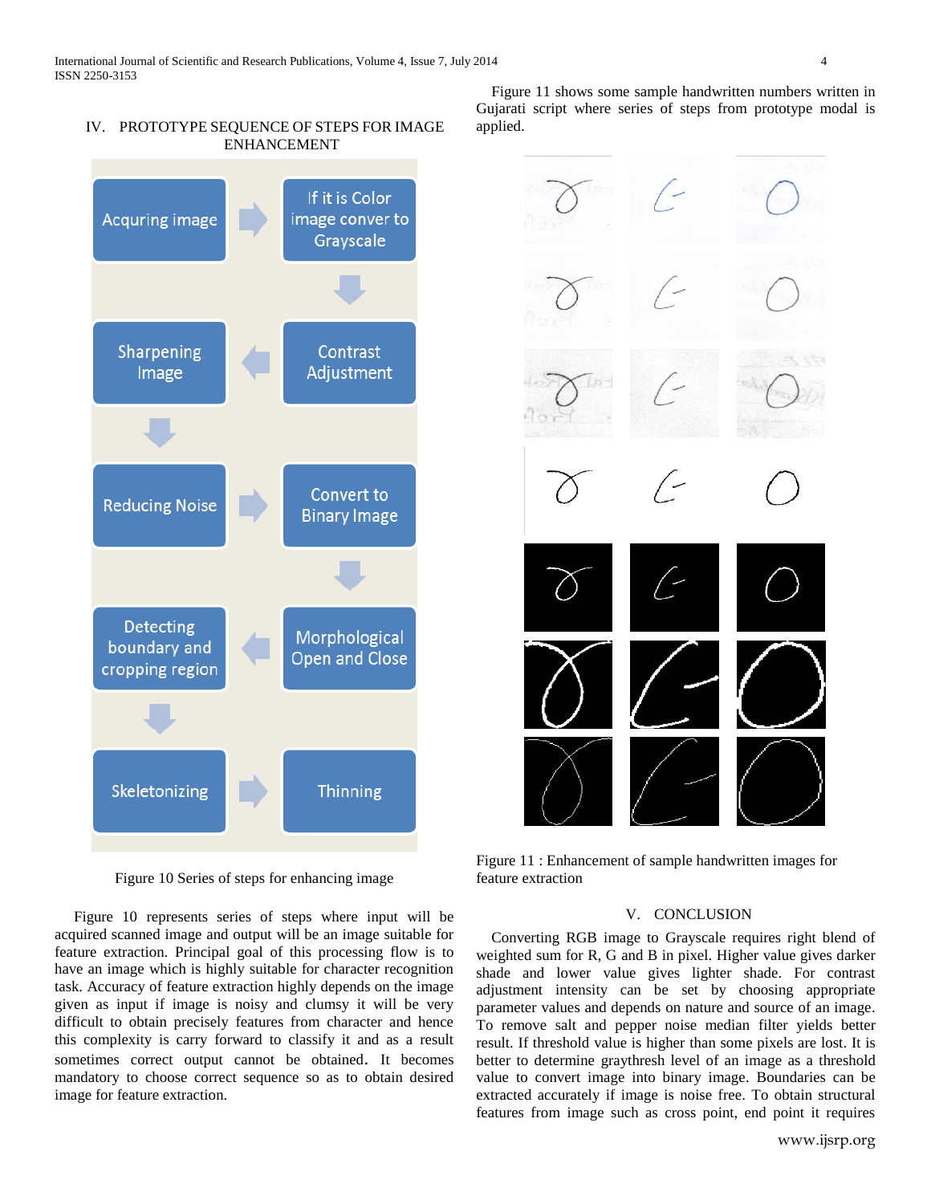## IV. PROTOTYPE SEQUENCE OF STEPS FOR IMAGE ENHANCEMENT

Acquring image → If it is Color image conver to Grayscale → Contrast Adjustment → Sharpening Image → Reducing Noise → Convert to Binary Image → Morphological Open and Close → Detecting boundary and cropping region → Skeletonizing → Thinning

Figure 10 Series of steps for enhancing image

Figure 10 represents series of steps where input will be acquired scanned image and output will be an image suitable for feature extraction. Principal goal of this processing flow is to have an image which is highly suitable for character recognition task. Accuracy of feature extraction highly depends on the image given as input if image is noisy and clumsy it will be very difficult to obtain precisely features from character and hence this complexity is carry forward to classify it and as a result sometimes correct output cannot be obtained. It becomes mandatory to choose correct sequence so as to obtain desired image for feature extraction.

Figure 11 shows some sample handwritten numbers written in Gujarati script where series of steps from prototype modal is applied.

Figure 11 : Enhancement of sample handwritten images for feature extraction

## V. CONCLUSION

Converting RGB image to Grayscale requires right blend of weighted sum for R, G and B in pixel. Higher value gives darker shade and lower value gives lighter shade. For contrast adjustment intensity can be set by choosing appropriate parameter values and depends on nature and source of an image. To remove salt and pepper noise median filter yields better result. If threshold value is higher than some pixels are lost. It is better to determine graythresh level of an image as a threshold value to convert image into binary image. Boundaries can be extracted accurately if image is noise free. To obtain structural features from image such as cross point, end point it requires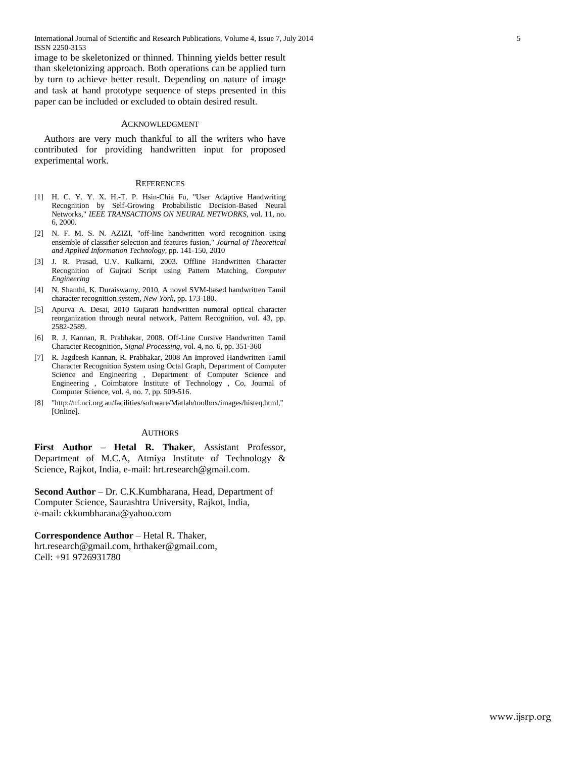image to be skeletonized or thinned. Thinning yields better result than skeletonizing approach. Both operations can be applied turn by turn to achieve better result. Depending on nature of image and task at hand prototype sequence of steps presented in this paper can be included or excluded to obtain desired result.

## Acknowledgment

Authors are very much thankful to all the writers who have contributed for providing handwritten input for proposed experimental work.

## References

[1] H. C. Y. Y. X. H.-T. P. Hsin-Chia Fu, "User Adaptive Handwriting Recognition by Self-Growing Probabilistic Decision-Based Neural Networks," *IEEE TRANSACTIONS ON NEURAL NETWORKS*, vol. 11, no. 6, 2000.

[2] N. F. M. S. N. AZIZI, "off-line handwritten word recognition using ensemble of classifier selection and features fusion," *Journal of Theoretical and Applied Information Technology*, pp. 141-150, 2010

[3] J. R. Prasad, U.V. Kulkarni, 2003. Offline Handwritten Character Recognition of Gujrati Script using Pattern Matching, *Computer Engineering*

[4] N. Shanthi, K. Duraiswamy, 2010, A novel SVM-based handwritten Tamil character recognition system, *New York*, pp. 173-180.

[5] Apurva A. Desai, 2010 Gujarati handwritten numeral optical character reorganization through neural network, Pattern Recognition, vol. 43, pp. 2582-2589.

[6] R. J. Kannan, R. Prabhakar, 2008. Off-Line Cursive Handwritten Tamil Character Recognition, *Signal Processing*, vol. 4, no. 6, pp. 351-360

[7] R. Jagdeesh Kannan, R. Prabhakar, 2008 An Improved Handwritten Tamil Character Recognition System using Octal Graph, Department of Computer Science and Engineering , Department of Computer Science and Engineering , Coimbatore Institute of Technology , Co, Journal of Computer Science, vol. 4, no. 7, pp. 509-516.

[8] "http://nf.nci.org.au/facilities/software/Matlab/toolbox/images/histeq.html," [Online].

## Authors

**First Author – Hetal R. Thaker**, Assistant Professor, Department of M.C.A, Atmiya Institute of Technology & Science, Rajkot, India, e-mail: hrt.research@gmail.com.

**Second Author** – Dr. C.K.Kumbharana, Head, Department of Computer Science, Saurashtra University, Rajkot, India, e-mail: ckkumbharana@yahoo.com

**Correspondence Author** – Hetal R. Thaker, hrt.research@gmail.com, hrthaker@gmail.com, Cell: +91 9726931780